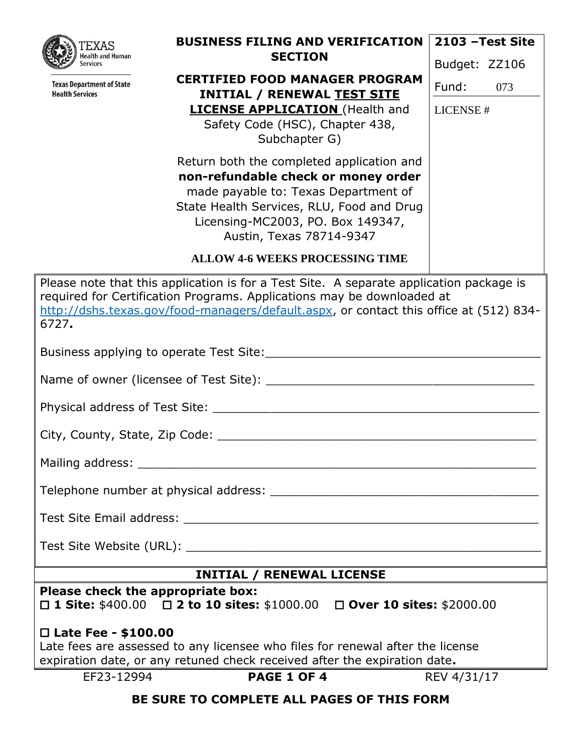Texas Health and Human Services

Texas Department of State Health Services

# BUSINESS FILING AND VERIFICATION SECTION

## CERTIFIED FOOD MANAGER PROGRAM INITIAL / RENEWAL TEST SITE LICENSE APPLICATION (Health and Safety Code (HSC), Chapter 438, Subchapter G)

**2103 –Test Site**

Budget: ZZ106

Fund: 073

LICENSE #

Return both the completed application and **non-refundable check or money order** made payable to: Texas Department of State Health Services, RLU, Food and Drug Licensing-MC2003, PO. Box 149347, Austin, Texas 78714-9347

**ALLOW 4-6 WEEKS PROCESSING TIME**

Please note that this application is for a Test Site. A separate application package is required for Certification Programs. Applications may be downloaded at http://dshs.texas.gov/food-managers/default.aspx, or contact this office at (512) 834-6727**.**

Business applying to operate Test Site:_______________________________________

Name of owner (licensee of Test Site): _______________________________________

Physical address of Test Site: _______________________________________________

City, County, State, Zip Code: ______________________________________________

Mailing address: ________________________________________________________

Telephone number at physical address: _______________________________________

Test Site Email address: ___________________________________________________

Test Site Website (URL): ___________________________________________________

## INITIAL / RENEWAL LICENSE

**Please check the appropriate box:**

☐ **1 Site:** $400.00 ☐ **2 to 10 sites:** $1000.00 ☐ **Over 10 sites:** $2000.00

☐ **Late Fee - $100.00**

Late fees are assessed to any licensee who files for renewal after the license expiration date, or any retuned check received after the expiration date**.**

EF23-12994 REV 4/31/17

**BE SURE TO COMPLETE ALL PAGES OF THIS FORM**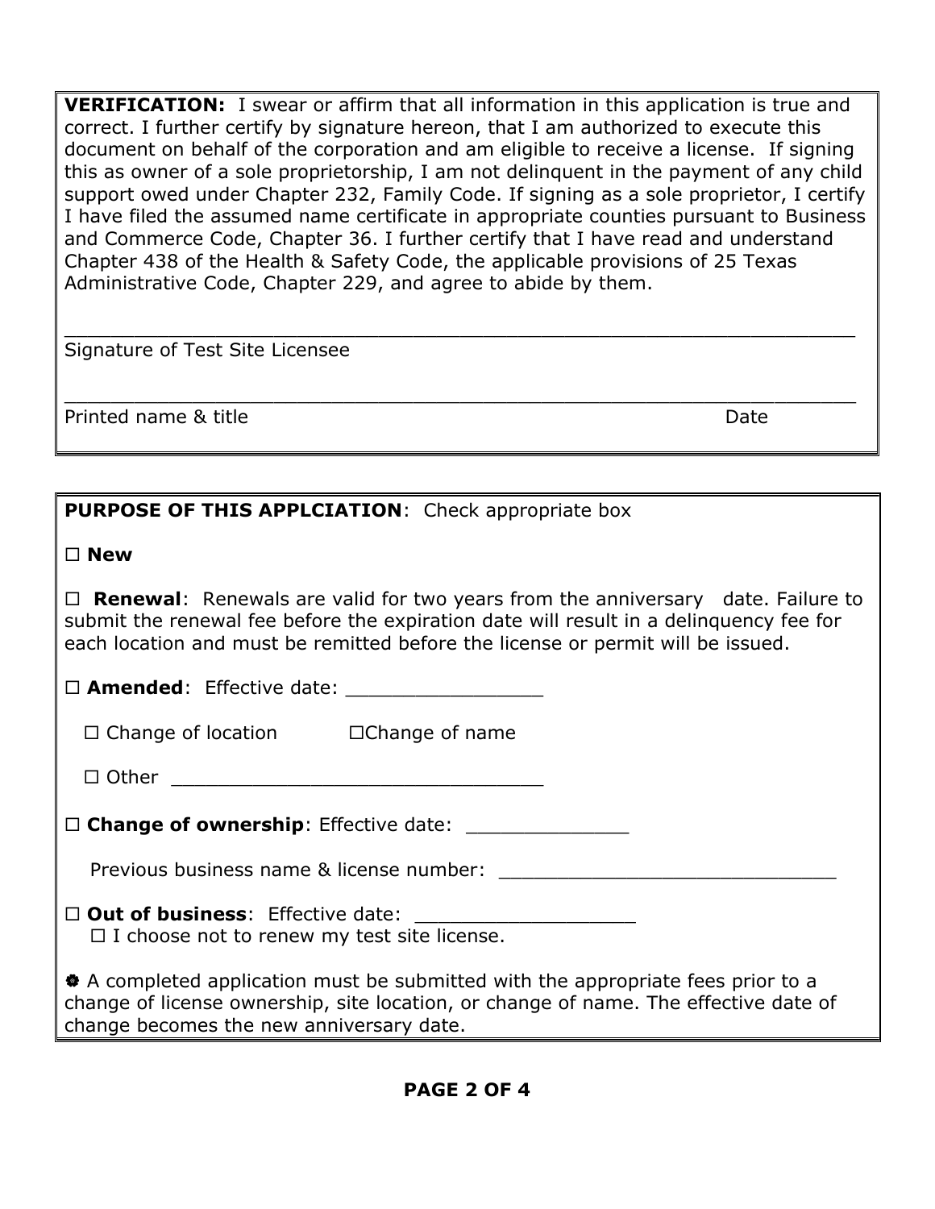**VERIFICATION:** I swear or affirm that all information in this application is true and correct. I further certify by signature hereon, that I am authorized to execute this document on behalf of the corporation and am eligible to receive a license. If signing this as owner of a sole proprietorship, I am not delinquent in the payment of any child support owed under Chapter 232, Family Code. If signing as a sole proprietor, I certify I have filed the assumed name certificate in appropriate counties pursuant to Business and Commerce Code, Chapter 36. I further certify that I have read and understand Chapter 438 of the Health & Safety Code, the applicable provisions of 25 Texas Administrative Code, Chapter 229, and agree to abide by them.

_______________________________________________________________

Signature of Test Site Licensee

_______________________________________________________________

Printed name & title Date

**PURPOSE OF THIS APPLCIATION**: Check appropriate box

☐ **New**

☐ **Renewal**: Renewals are valid for two years from the anniversary date. Failure to submit the renewal fee before the expiration date will result in a delinquency fee for each location and must be remitted before the license or permit will be issued.

☐ **Amended**: Effective date: _________________

☐ Change of location ☐Change of name

☐ Other _________________________________

☐ **Change of ownership**: Effective date: ______________

Previous business name & license number: ______________________________

☐ **Out of business**: Effective date: ___________________

☐ I choose not to renew my test site license.

❁ A completed application must be submitted with the appropriate fees prior to a change of license ownership, site location, or change of name. The effective date of change becomes the new anniversary date.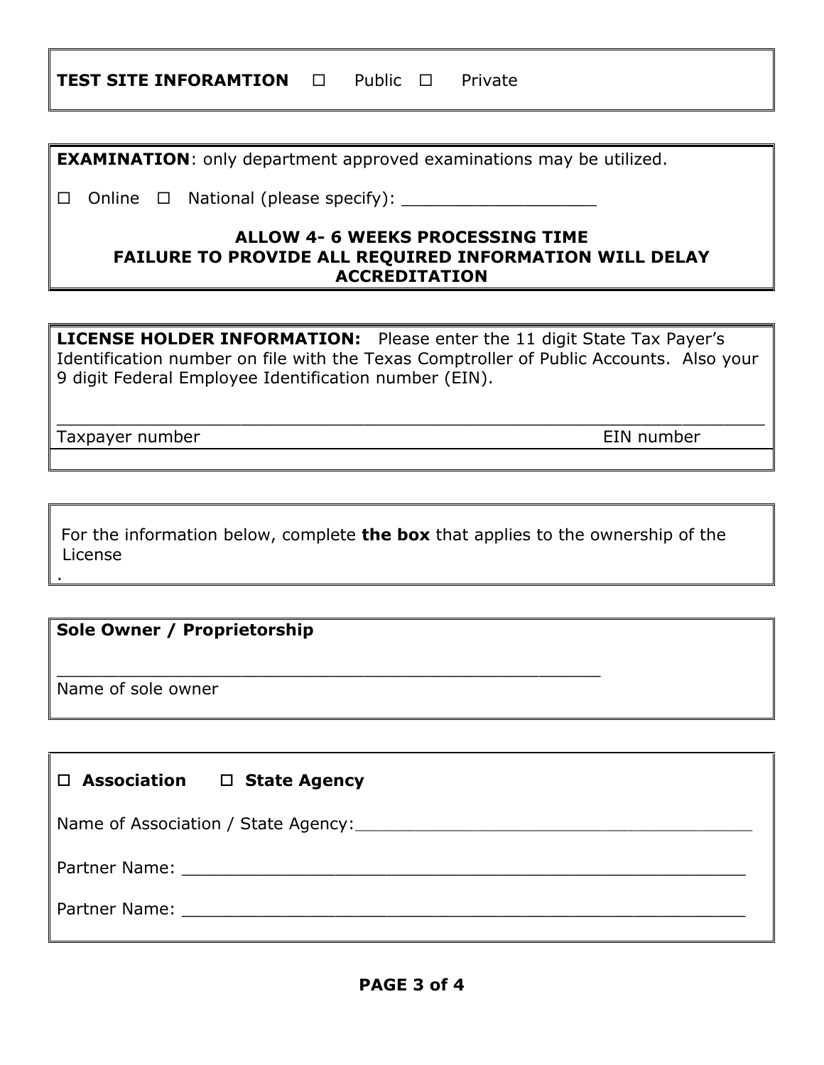**TEST SITE INFORAMTION** ☐ Public ☐ Private

**EXAMINATION**: only department approved examinations may be utilized.

☐ Online ☐ National (please specify): ___________________

**ALLOW 4- 6 WEEKS PROCESSING TIME**
**FAILURE TO PROVIDE ALL REQUIRED INFORMATION WILL DELAY ACCREDITATION**

**LICENSE HOLDER INFORMATION:** Please enter the 11 digit State Tax Payer's Identification number on file with the Texas Comptroller of Public Accounts. Also your 9 digit Federal Employee Identification number (EIN).

_______________________________________________________________

Taxpayer number EIN number

For the information below, complete **the box** that applies to the ownership of the License
.

**Sole Owner / Proprietorship**

_______________________________________________

Name of sole owner

☐ **Association** ☐ **State Agency**

Name of Association / State Agency:_________________________________________

Partner Name: ___________________________________________________________

Partner Name: ___________________________________________________________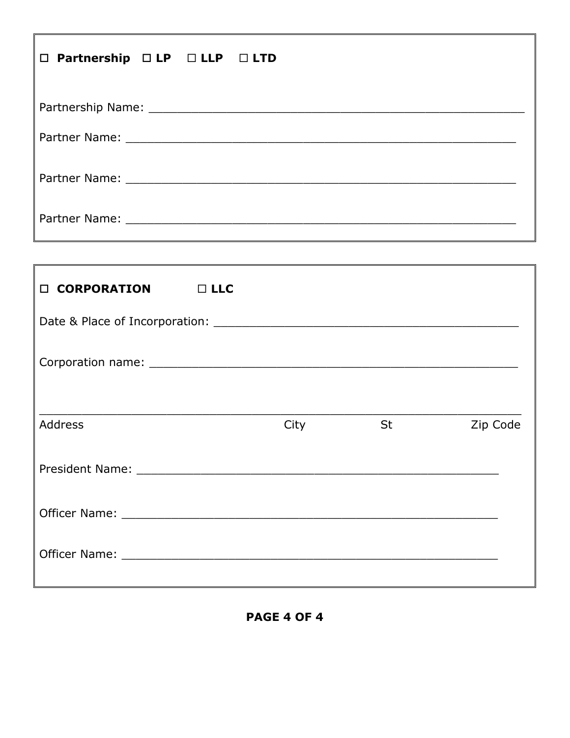☐ **Partnership** ☐ **LP** ☐ **LLP** ☐ **LTD**

Partnership Name: _______________________________________________________

Partner Name: _________________________________________________________

Partner Name: _________________________________________________________

Partner Name: _________________________________________________________

☐ **CORPORATION** ☐ **LLC**

Date & Place of Incorporation: _____________________________________________

Corporation name: ______________________________________________________

_______________________________________________________________________

Address City St Zip Code

President Name: ______________________________________________________

Officer Name: ________________________________________________________

Officer Name: ________________________________________________________

**PAGE 4 OF 4**